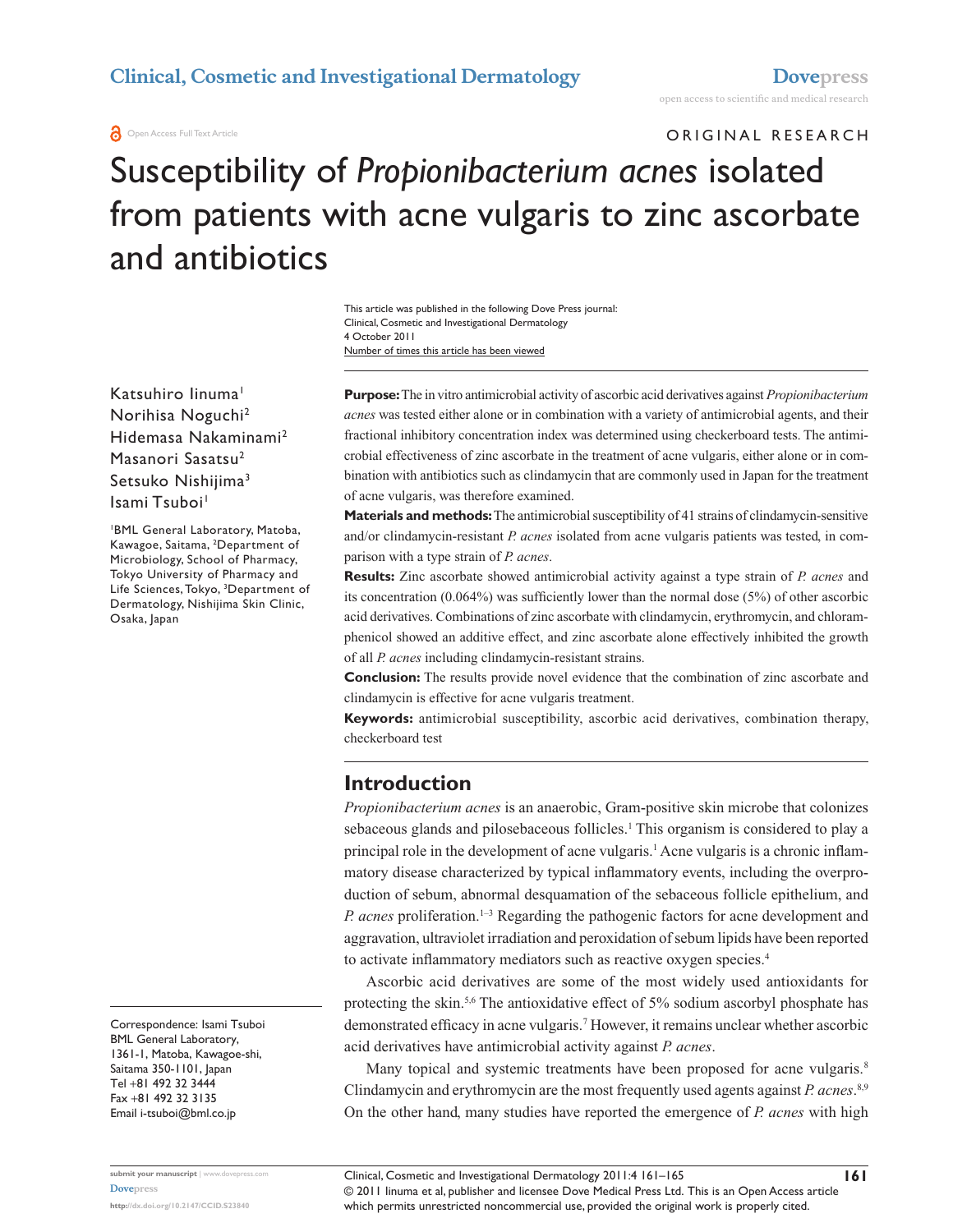ORIGINAL RESEARCH

# Susceptibility of *Propionibacterium acnes* isolated from patients with acne vulgaris to zinc ascorbate and antibiotics

This article was published in the following Dove Press journal:
Clinical, Cosmetic and Investigational Dermatology
4 October 2011
Number of times this article has been viewed

Katsuhiro Iinuma[1]
Norihisa Noguchi[2]
Hidemasa Nakaminami[2]
Masanori Sasatsu[2]
Setsuko Nishijima[3]
Isami Tsuboi[1]

[1]BML General Laboratory, Matoba, Kawagoe, Saitama, [2]Department of Microbiology, School of Pharmacy, Tokyo University of Pharmacy and Life Sciences, Tokyo, [3]Department of Dermatology, Nishijima Skin Clinic, Osaka, Japan

Correspondence: Isami Tsuboi
BML General Laboratory,
1361-1, Matoba, Kawagoe-shi,
Saitama 350-1101, Japan
Tel +81 492 32 3444
Fax +81 492 32 3135
Email i-tsuboi@bml.co.jp

**Purpose:** The in vitro antimicrobial activity of ascorbic acid derivatives against *Propionibacterium acnes* was tested either alone or in combination with a variety of antimicrobial agents, and their fractional inhibitory concentration index was determined using checkerboard tests. The antimicrobial effectiveness of zinc ascorbate in the treatment of acne vulgaris, either alone or in combination with antibiotics such as clindamycin that are commonly used in Japan for the treatment of acne vulgaris, was therefore examined.

**Materials and methods:** The antimicrobial susceptibility of 41 strains of clindamycin-sensitive and/or clindamycin-resistant *P. acnes* isolated from acne vulgaris patients was tested, in comparison with a type strain of *P. acnes*.

**Results:** Zinc ascorbate showed antimicrobial activity against a type strain of *P. acnes* and its concentration (0.064%) was sufficiently lower than the normal dose (5%) of other ascorbic acid derivatives. Combinations of zinc ascorbate with clindamycin, erythromycin, and chloramphenicol showed an additive effect, and zinc ascorbate alone effectively inhibited the growth of all *P. acnes* including clindamycin-resistant strains.

**Conclusion:** The results provide novel evidence that the combination of zinc ascorbate and clindamycin is effective for acne vulgaris treatment.

**Keywords:** antimicrobial susceptibility, ascorbic acid derivatives, combination therapy, checkerboard test

## Introduction

*Propionibacterium acnes* is an anaerobic, Gram-positive skin microbe that colonizes sebaceous glands and pilosebaceous follicles.[1] This organism is considered to play a principal role in the development of acne vulgaris.[1] Acne vulgaris is a chronic inflammatory disease characterized by typical inflammatory events, including the overproduction of sebum, abnormal desquamation of the sebaceous follicle epithelium, and *P. acnes* proliferation.[1–3] Regarding the pathogenic factors for acne development and aggravation, ultraviolet irradiation and peroxidation of sebum lipids have been reported to activate inflammatory mediators such as reactive oxygen species.[4]

Ascorbic acid derivatives are some of the most widely used antioxidants for protecting the skin.[5,6] The antioxidative effect of 5% sodium ascorbyl phosphate has demonstrated efficacy in acne vulgaris.[7] However, it remains unclear whether ascorbic acid derivatives have antimicrobial activity against *P. acnes*.

Many topical and systemic treatments have been proposed for acne vulgaris.[8] Clindamycin and erythromycin are the most frequently used agents against *P. acnes*.[8,9] On the other hand, many studies have reported the emergence of *P. acnes* with high

© 2011 Iinuma et al, publisher and licensee Dove Medical Press Ltd. This is an Open Access article which permits unrestricted noncommercial use, provided the original work is properly cited.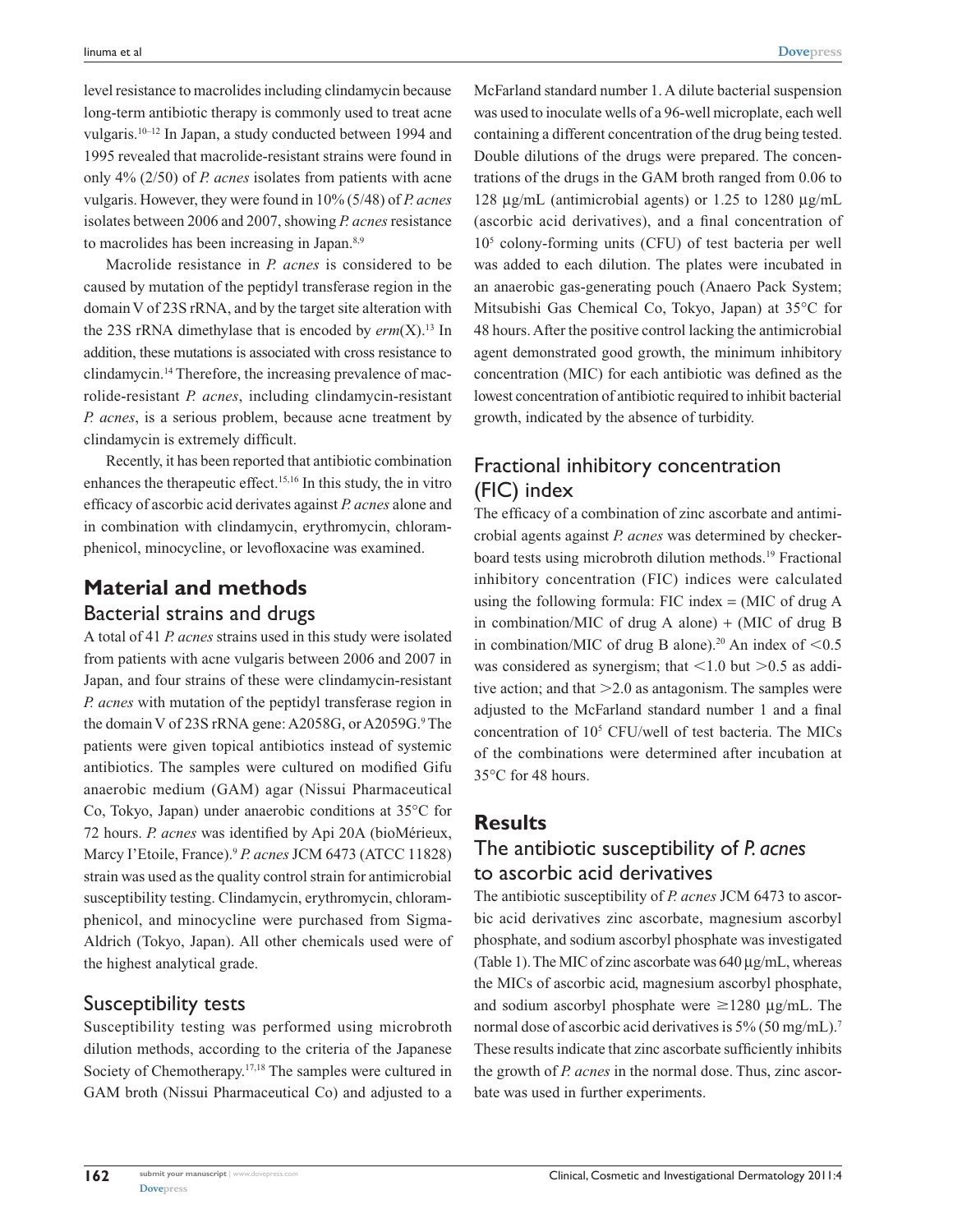level resistance to macrolides including clindamycin because long-term antibiotic therapy is commonly used to treat acne vulgaris.[10–12] In Japan, a study conducted between 1994 and 1995 revealed that macrolide-resistant strains were found in only 4% (2/50) of *P. acnes* isolates from patients with acne vulgaris. However, they were found in 10% (5/48) of *P. acnes* isolates between 2006 and 2007, showing *P. acnes* resistance to macrolides has been increasing in Japan.[8,9]

Macrolide resistance in *P. acnes* is considered to be caused by mutation of the peptidyl transferase region in the domain V of 23S rRNA, and by the target site alteration with the 23S rRNA dimethylase that is encoded by *erm*(X).[13] In addition, these mutations is associated with cross resistance to clindamycin.[14] Therefore, the increasing prevalence of macrolide-resistant *P. acnes*, including clindamycin-resistant *P. acnes*, is a serious problem, because acne treatment by clindamycin is extremely difficult.

Recently, it has been reported that antibiotic combination enhances the therapeutic effect.[15,16] In this study, the in vitro efficacy of ascorbic acid derivates against *P. acnes* alone and in combination with clindamycin, erythromycin, chloramphenicol, minocycline, or levofloxacine was examined.

## Material and methods

### Bacterial strains and drugs

A total of 41 *P. acnes* strains used in this study were isolated from patients with acne vulgaris between 2006 and 2007 in Japan, and four strains of these were clindamycin-resistant *P. acnes* with mutation of the peptidyl transferase region in the domain V of 23S rRNA gene: A2058G, or A2059G.[9] The patients were given topical antibiotics instead of systemic antibiotics. The samples were cultured on modified Gifu anaerobic medium (GAM) agar (Nissui Pharmaceutical Co, Tokyo, Japan) under anaerobic conditions at 35°C for 72 hours. *P. acnes* was identified by Api 20A (bioMérieux, Marcy I'Etoile, France).[9] *P. acnes* JCM 6473 (ATCC 11828) strain was used as the quality control strain for antimicrobial susceptibility testing. Clindamycin, erythromycin, chloramphenicol, and minocycline were purchased from Sigma-Aldrich (Tokyo, Japan). All other chemicals used were of the highest analytical grade.

### Susceptibility tests

Susceptibility testing was performed using microbroth dilution methods, according to the criteria of the Japanese Society of Chemotherapy.[17,18] The samples were cultured in GAM broth (Nissui Pharmaceutical Co) and adjusted to a McFarland standard number 1. A dilute bacterial suspension was used to inoculate wells of a 96-well microplate, each well containing a different concentration of the drug being tested. Double dilutions of the drugs were prepared. The concentrations of the drugs in the GAM broth ranged from 0.06 to 128 µg/mL (antimicrobial agents) or 1.25 to 1280 µg/mL (ascorbic acid derivatives), and a final concentration of $10^5$ colony-forming units (CFU) of test bacteria per well was added to each dilution. The plates were incubated in an anaerobic gas-generating pouch (Anaero Pack System; Mitsubishi Gas Chemical Co, Tokyo, Japan) at 35°C for 48 hours. After the positive control lacking the antimicrobial agent demonstrated good growth, the minimum inhibitory concentration (MIC) for each antibiotic was defined as the lowest concentration of antibiotic required to inhibit bacterial growth, indicated by the absence of turbidity.

### Fractional inhibitory concentration (FIC) index

The efficacy of a combination of zinc ascorbate and antimicrobial agents against *P. acnes* was determined by checkerboard tests using microbroth dilution methods.[19] Fractional inhibitory concentration (FIC) indices were calculated using the following formula: FIC index = (MIC of drug A in combination/MIC of drug A alone) + (MIC of drug B in combination/MIC of drug B alone).[20] An index of $<0.5$ was considered as synergism; that $<1.0$ but $>0.5$ as additive action; and that $>2.0$ as antagonism. The samples were adjusted to the McFarland standard number 1 and a final concentration of $10^5$ CFU/well of test bacteria. The MICs of the combinations were determined after incubation at 35°C for 48 hours.

## Results

### The antibiotic susceptibility of *P. acnes* to ascorbic acid derivatives

The antibiotic susceptibility of *P. acnes* JCM 6473 to ascorbic acid derivatives zinc ascorbate, magnesium ascorbyl phosphate, and sodium ascorbyl phosphate was investigated (Table 1). The MIC of zinc ascorbate was 640 µg/mL, whereas the MICs of ascorbic acid, magnesium ascorbyl phosphate, and sodium ascorbyl phosphate were $\geq$1280 µg/mL. The normal dose of ascorbic acid derivatives is 5% (50 mg/mL).[7] These results indicate that zinc ascorbate sufficiently inhibits the growth of *P. acnes* in the normal dose. Thus, zinc ascorbate was used in further experiments.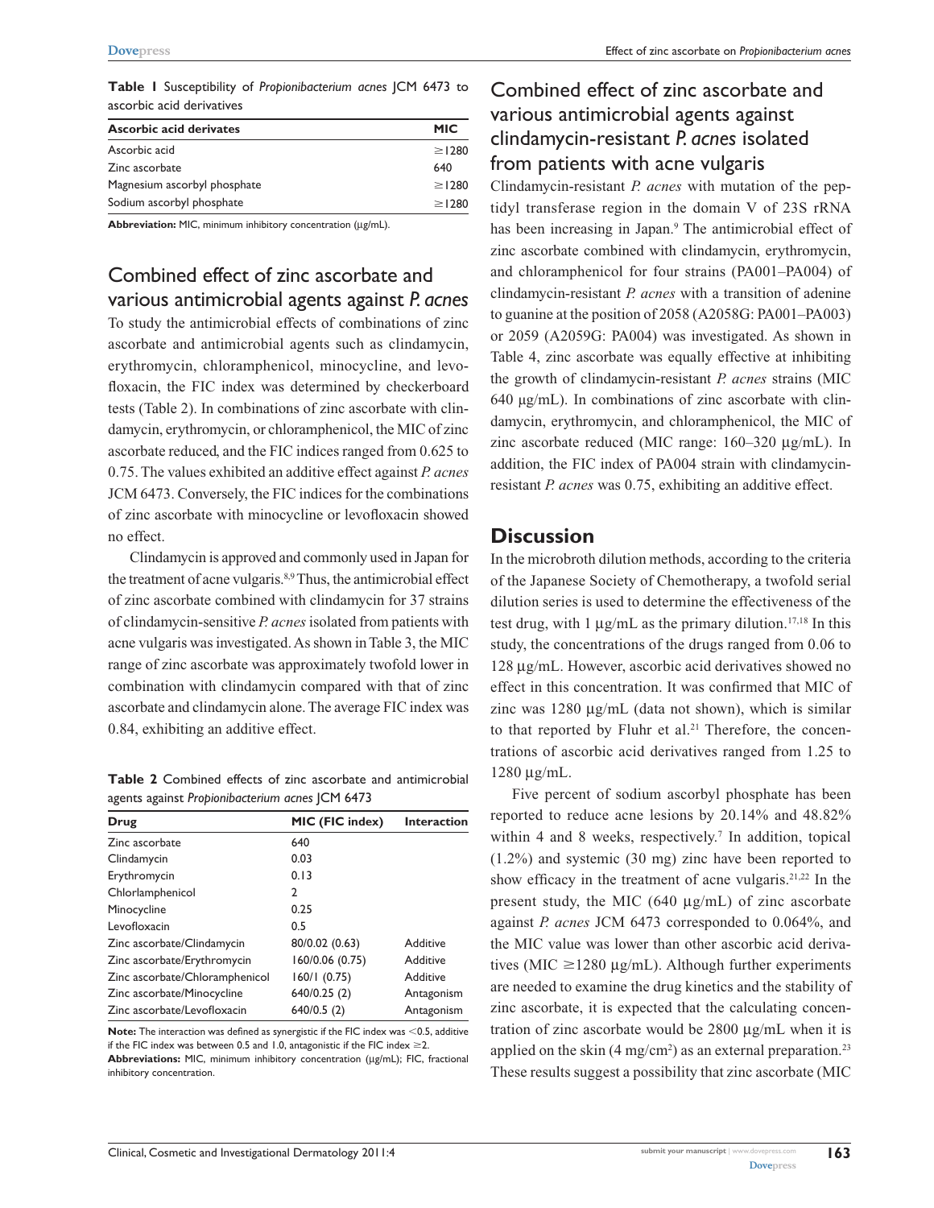**Table 1** Susceptibility of *Propionibacterium acnes* JCM 6473 to ascorbic acid derivatives

| Ascorbic acid derivates | MIC |
|---|---|
| Ascorbic acid | ≥1280 |
| Zinc ascorbate | 640 |
| Magnesium ascorbyl phosphate | ≥1280 |
| Sodium ascorbyl phosphate | ≥1280 |

**Abbreviation:** MIC, minimum inhibitory concentration (μg/mL).

## Combined effect of zinc ascorbate and various antimicrobial agents against *P. acnes*

To study the antimicrobial effects of combinations of zinc ascorbate and antimicrobial agents such as clindamycin, erythromycin, chloramphenicol, minocycline, and levofloxacin, the FIC index was determined by checkerboard tests (Table 2). In combinations of zinc ascorbate with clindamycin, erythromycin, or chloramphenicol, the MIC of zinc ascorbate reduced, and the FIC indices ranged from 0.625 to 0.75. The values exhibited an additive effect against *P. acnes* JCM 6473. Conversely, the FIC indices for the combinations of zinc ascorbate with minocycline or levofloxacin showed no effect.

Clindamycin is approved and commonly used in Japan for the treatment of acne vulgaris.[8,9] Thus, the antimicrobial effect of zinc ascorbate combined with clindamycin for 37 strains of clindamycin-sensitive *P. acnes* isolated from patients with acne vulgaris was investigated. As shown in Table 3, the MIC range of zinc ascorbate was approximately twofold lower in combination with clindamycin compared with that of zinc ascorbate and clindamycin alone. The average FIC index was 0.84, exhibiting an additive effect.

**Table 2** Combined effects of zinc ascorbate and antimicrobial agents against *Propionibacterium acnes* JCM 6473

| Drug | MIC (FIC index) | Interaction |
|---|---|---|
| Zinc ascorbate | 640 | |
| Clindamycin | 0.03 | |
| Erythromycin | 0.13 | |
| Chlorlamphenicol | 2 | |
| Minocycline | 0.25 | |
| Levofloxacin | 0.5 | |
| Zinc ascorbate/Clindamycin | 80/0.02 (0.63) | Additive |
| Zinc ascorbate/Erythromycin | 160/0.06 (0.75) | Additive |
| Zinc ascorbate/Chloramphenicol | 160/1 (0.75) | Additive |
| Zinc ascorbate/Minocycline | 640/0.25 (2) | Antagonism |
| Zinc ascorbate/Levofloxacin | 640/0.5 (2) | Antagonism |

**Note:** The interaction was defined as synergistic if the FIC index was <0.5, additive if the FIC index was between 0.5 and 1.0, antagonistic if the FIC index ≥2.
**Abbreviations:** MIC, minimum inhibitory concentration (μg/mL); FIC, fractional inhibitory concentration.

## Combined effect of zinc ascorbate and various antimicrobial agents against clindamycin-resistant *P. acnes* isolated from patients with acne vulgaris

Clindamycin-resistant *P. acnes* with mutation of the peptidyl transferase region in the domain V of 23S rRNA has been increasing in Japan.[9] The antimicrobial effect of zinc ascorbate combined with clindamycin, erythromycin, and chloramphenicol for four strains (PA001–PA004) of clindamycin-resistant *P. acnes* with a transition of adenine to guanine at the position of 2058 (A2058G: PA001–PA003) or 2059 (A2059G: PA004) was investigated. As shown in Table 4, zinc ascorbate was equally effective at inhibiting the growth of clindamycin-resistant *P. acnes* strains (MIC 640 μg/mL). In combinations of zinc ascorbate with clindamycin, erythromycin, and chloramphenicol, the MIC of zinc ascorbate reduced (MIC range: 160–320 μg/mL). In addition, the FIC index of PA004 strain with clindamycin-resistant *P. acnes* was 0.75, exhibiting an additive effect.

## Discussion

In the microbroth dilution methods, according to the criteria of the Japanese Society of Chemotherapy, a twofold serial dilution series is used to determine the effectiveness of the test drug, with 1 μg/mL as the primary dilution.[17,18] In this study, the concentrations of the drugs ranged from 0.06 to 128 μg/mL. However, ascorbic acid derivatives showed no effect in this concentration. It was confirmed that MIC of zinc was 1280 μg/mL (data not shown), which is similar to that reported by Fluhr et al.[21] Therefore, the concentrations of ascorbic acid derivatives ranged from 1.25 to 1280 μg/mL.

Five percent of sodium ascorbyl phosphate has been reported to reduce acne lesions by 20.14% and 48.82% within 4 and 8 weeks, respectively.[7] In addition, topical (1.2%) and systemic (30 mg) zinc have been reported to show efficacy in the treatment of acne vulgaris.[21,22] In the present study, the MIC (640 μg/mL) of zinc ascorbate against *P. acnes* JCM 6473 corresponded to 0.064%, and the MIC value was lower than other ascorbic acid derivatives (MIC ≥1280 μg/mL). Although further experiments are needed to examine the drug kinetics and the stability of zinc ascorbate, it is expected that the calculating concentration of zinc ascorbate would be 2800 μg/mL when it is applied on the skin (4 mg/cm$^2$) as an external preparation.[23] These results suggest a possibility that zinc ascorbate (MIC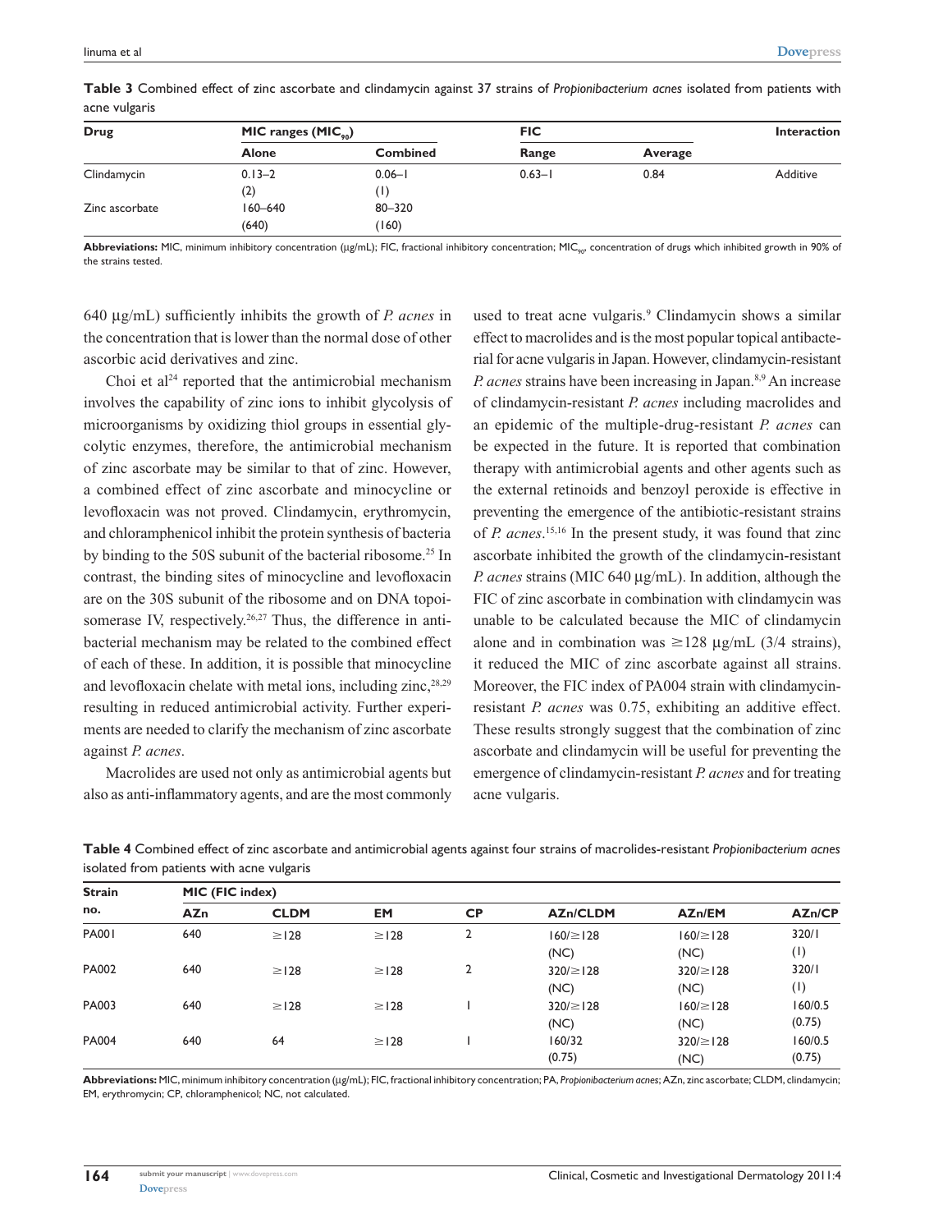**Table 3** Combined effect of zinc ascorbate and clindamycin against 37 strains of *Propionibacterium acnes* isolated from patients with acne vulgaris

| Drug | MIC ranges ($MIC_{90}$) | | FIC | | Interaction |
|---|---|---|---|---|---|
| | Alone | Combined | Range | Average | |
| Clindamycin | 0.13–2 (2) | 0.06–1 (1) | 0.63–1 | 0.84 | Additive |
| Zinc ascorbate | 160–640 (640) | 80–320 (160) | | | |

**Abbreviations:** MIC, minimum inhibitory concentration (μg/mL); FIC, fractional inhibitory concentration; $MIC_{90}$, concentration of drugs which inhibited growth in 90% of the strains tested.

640 μg/mL) sufficiently inhibits the growth of *P. acnes* in the concentration that is lower than the normal dose of other ascorbic acid derivatives and zinc.

Choi et al[24] reported that the antimicrobial mechanism involves the capability of zinc ions to inhibit glycolysis of microorganisms by oxidizing thiol groups in essential glycolytic enzymes, therefore, the antimicrobial mechanism of zinc ascorbate may be similar to that of zinc. However, a combined effect of zinc ascorbate and minocycline or levofloxacin was not proved. Clindamycin, erythromycin, and chloramphenicol inhibit the protein synthesis of bacteria by binding to the 50S subunit of the bacterial ribosome.[25] In contrast, the binding sites of minocycline and levofloxacin are on the 30S subunit of the ribosome and on DNA topoisomerase IV, respectively.[26,27] Thus, the difference in antibacterial mechanism may be related to the combined effect of each of these. In addition, it is possible that minocycline and levofloxacin chelate with metal ions, including zinc,[28,29] resulting in reduced antimicrobial activity. Further experiments are needed to clarify the mechanism of zinc ascorbate against *P. acnes*.

Macrolides are used not only as antimicrobial agents but also as anti-inflammatory agents, and are the most commonly used to treat acne vulgaris.[9] Clindamycin shows a similar effect to macrolides and is the most popular topical antibacterial for acne vulgaris in Japan. However, clindamycin-resistant *P. acnes* strains have been increasing in Japan.[8,9] An increase of clindamycin-resistant *P. acnes* including macrolides and an epidemic of the multiple-drug-resistant *P. acnes* can be expected in the future. It is reported that combination therapy with antimicrobial agents and other agents such as the external retinoids and benzoyl peroxide is effective in preventing the emergence of the antibiotic-resistant strains of *P. acnes*.[15,16] In the present study, it was found that zinc ascorbate inhibited the growth of the clindamycin-resistant *P. acnes* strains (MIC 640 μg/mL). In addition, although the FIC of zinc ascorbate in combination with clindamycin was unable to be calculated because the MIC of clindamycin alone and in combination was ≥128 μg/mL (3/4 strains), it reduced the MIC of zinc ascorbate against all strains. Moreover, the FIC index of PA004 strain with clindamycin-resistant *P. acnes* was 0.75, exhibiting an additive effect. These results strongly suggest that the combination of zinc ascorbate and clindamycin will be useful for preventing the emergence of clindamycin-resistant *P. acnes* and for treating acne vulgaris.

**Table 4** Combined effect of zinc ascorbate and antimicrobial agents against four strains of macrolides-resistant *Propionibacterium acnes* isolated from patients with acne vulgaris

| Strain no. | MIC (FIC index) | | | | | | |
|---|---|---|---|---|---|---|---|
| | AZn | CLDM | EM | CP | AZn/CLDM | AZn/EM | AZn/CP |
| PA001 | 640 | ≥128 | ≥128 | 2 | 160/≥128 (NC) | 160/≥128 (NC) | 320/1 (1) |
| PA002 | 640 | ≥128 | ≥128 | 2 | 320/≥128 (NC) | 320/≥128 (NC) | 320/1 (1) |
| PA003 | 640 | ≥128 | ≥128 | 1 | 320/≥128 (NC) | 160/≥128 (NC) | 160/0.5 (0.75) |
| PA004 | 640 | 64 | ≥128 | 1 | 160/32 (0.75) | 320/≥128 (NC) | 160/0.5 (0.75) |

**Abbreviations:** MIC, minimum inhibitory concentration (μg/mL); FIC, fractional inhibitory concentration; PA, *Propionibacterium acnes*; AZn, zinc ascorbate; CLDM, clindamycin; EM, erythromycin; CP, chloramphenicol; NC, not calculated.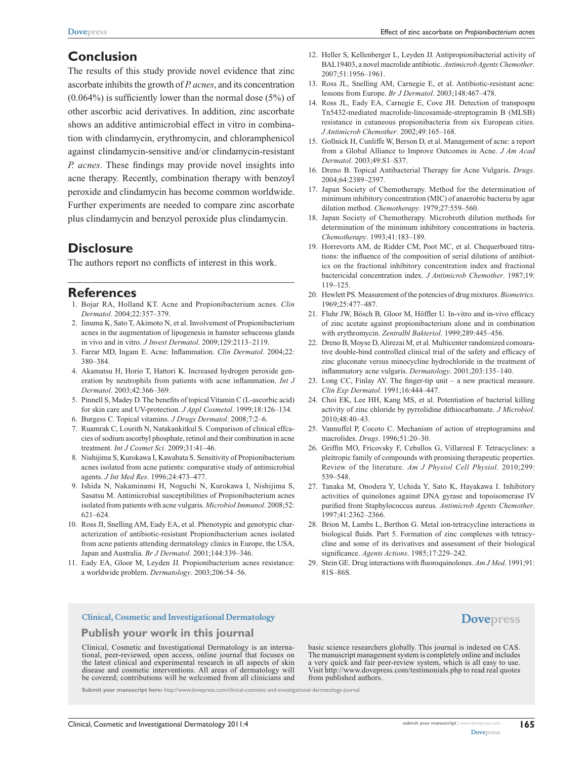## Conclusion

The results of this study provide novel evidence that zinc ascorbate inhibits the growth of *P. acnes*, and its concentration (0.064%) is sufficiently lower than the normal dose (5%) of other ascorbic acid derivatives. In addition, zinc ascorbate shows an additive antimicrobial effect in vitro in combination with clindamycin, erythromycin, and chloramphenicol against clindamycin-sensitive and/or clindamycin-resistant *P. acnes*. These findings may provide novel insights into acne therapy. Recently, combination therapy with benzoyl peroxide and clindamycin has become common worldwide. Further experiments are needed to compare zinc ascorbate plus clindamycin and benzyol peroxide plus clindamycin.

## Disclosure

The authors report no conflicts of interest in this work.

## References

1. Bojar RA, Holland KT. Acne and Propionibacterium acnes. *Clin Dermatol*. 2004;22:357–379.
2. Iinuma K, Sato T, Akimoto N, et al. Involvement of Propionibacterium acnes in the augmentation of lipogenesis in hamster sebaceous glands in vivo and in vitro. *J Invest Dermatol*. 2009;129:2113–2119.
3. Farrar MD, Ingam E. Acne: Inflammation. *Clin Dermatol*. 2004;22: 380–384.
4. Akamatsu H, Horio T, Hattori K. Increased hydrogen peroxide generation by neutrophils from patients with acne inflammation. *Int J Dermatol*. 2003;42:366–369.
5. Pinnell S, Madey D. The benefits of topical Vitamin C (L-ascorbic acid) for skin care and UV-protection. *J Appl Cosmetol*. 1999;18:126–134.
6. Burgess C. Topical vitamins. *J Drugs Dermatol*. 2008;7:2–6.
7. Ruamrak C, Lourith N, Natakankitkul S. Comparison of clinical effcacies of sodium ascorbyl phosphate, retinol and their combination in acne treatment. *Int J Cosmet Sci*. 2009;31:41–46.
8. Nishijima S, Kurokawa I, Kawabata S. Sensitivity of Propionibacterium acnes isolated from acne patients: comparative study of antimicrobial agents. *J Int Med Res*. 1996;24:473–477.
9. Ishida N, Nakaminami H, Noguchi N, Kurokawa I, Nishijima S, Sasatsu M. Antimicrobial susceptibilities of Propionibacterium acnes isolated from patients with acne vulgaris. *Microbiol Immunol*. 2008;52: 621–624.
10. Ross JI, Snelling AM, Eady EA, et al. Phenotypic and genotypic characterization of antibiotic-resistant Propionibacterium acnes isolated from acne patients attending dermatology clinics in Europe, the USA, Japan and Australia. *Br J Dermatol*. 2001;144:339–346.
11. Eady EA, Gloor M, Leyden JJ. Propionibacterium acnes resistance: a worldwide problem. *Dermatology*. 2003;206:54–56.
12. Heller S, Kellenberger L, Leyden JJ. Antipropionibacterial activity of BAL19403, a novel macrolide antibiotic. *Antimicrob Agents Chemother*. 2007;51:1956–1961.
13. Ross JL, Snelling AM, Carnegie E, et al. Antibiotic-resistant acne: lessons from Europe. *Br J Dermatol*. 2003;148:467–478.
14. Ross JL, Eady EA, Carnegie E, Cove JH. Detection of transpospn Tn5432-mediated macrolide-lincosamide-streptogramin B (MLSB) resistance in cutaneous propionibacteria from six European cities. *J Antimicrob Chemother*. 2002;49:165–168.
15. Gollnick H, Cunliffe W, Berson D, et al. Management of acne: a report from a Global Alliance to Improve Outcomes in Acne. *J Am Acad Dermatol*. 2003;49:S1–S37.
16. Dreno B. Topical Antibacterial Therapy for Acne Vulgaris. *Drugs*. 2004;64:2389–2397.
17. Japan Society of Chemotherapy. Method for the determination of minimum inhibitory concentration (MIC) of anaerobic bacteria by agar dilution method. *Chemotherapy*. 1979;27:559–560.
18. Japan Society of Chemotherapy. Microbroth dilution methods for determination of the minimum inhibitory concentrations in bacteria. *Chemotherapy*. 1993;41:183–189.
19. Horrevorts AM, de Ridder CM, Poot MC, et al. Chequerboard titrations: the influence of the composition of serial dilutions of antibiotics on the fractional inhibitory concentration index and fractional bactericidal concentration index. *J Antimicrob Chemother*. 1987;19: 119–125.
20. Hewlett PS. Measurement of the potencies of drug mixtures. *Biometrics*. 1969;25:477–487.
21. Fluhr JW, Bösch B, Gloor M, Höffler U. In-vitro and in-vivo efficacy of zinc acetate against propionibacterium alone and in combination with erythromycin. *Zentralbl Bakteriol*. 1999;289:445–456.
22. Dreno B, Moyse D, Alirezai M, et al. Multicenter randomized comoarative double-bind controlled clinical trial of the safety and efficacy of zinc gluconate versus minocycline hydrochloride in the treatment of inflammatory acne vulgaris. *Dermatology*. 2001;203:135–140.
23. Long CC, Finlay AY. The finger-tip unit – a new practical measure. *Clin Exp Dermatol*. 1991;16:444–447.
24. Choi EK, Lee HH, Kang MS, et al. Potentiation of bacterial killing activity of zinc chloride by pyrrolidine dithiocarbamate. *J Microbiol*. 2010;48:40–43.
25. Vannuffel P, Cocoto C. Mechanism of action of streptogramins and macrolides. *Drugs*. 1996;51:20–30.
26. Griffin MO, Fricovsky F, Ceballos G, Villarreal F. Tetracyclines: a pleitropic family of compounds with promising therapeutic properties. Review of the literature. *Am J Physiol Cell Physiol*. 2010;299: 539–548.
27. Tanaka M, Onodera Y, Uchida Y, Sato K, Hayakawa I. Inhibitory activities of quinolones against DNA gyrase and topoisomerase IV purified from Staphylococcus aureus. *Antimicrob Agents Chemother*. 1997;41:2362–2366.
28. Brion M, Lambs L, Berthon G. Metal ion-tetracycline interactions in biological fluids. Part 5. Formation of zinc complexes with tetracycline and some of its derivatives and assessment of their biological significance. *Agents Actions*. 1985;17:229–242.
29. Stein GE. Drug interactions with fluoroquinolones. *Am J Med*. 1991;91: 81S–86S.

**Clinical, Cosmetic and Investigational Dermatology**

### Publish your work in this journal

Clinical, Cosmetic and Investigational Dermatology is an international, peer-reviewed, open access, online journal that focuses on the latest clinical and experimental research in all aspects of skin disease and cosmetic interventions. All areas of dermatology will be covered; contributions will be welcomed from all clinicians and basic science researchers globally. This journal is indexed on CAS. The manuscript management system is completely online and includes a very quick and fair peer-review system, which is all easy to use. Visit http://www.dovepress.com/testimonials.php to read real quotes from published authors.

**Submit your manuscript here:** http://www.dovepress.com/clinical-cosmetic-and-investigational-dermatology-journal